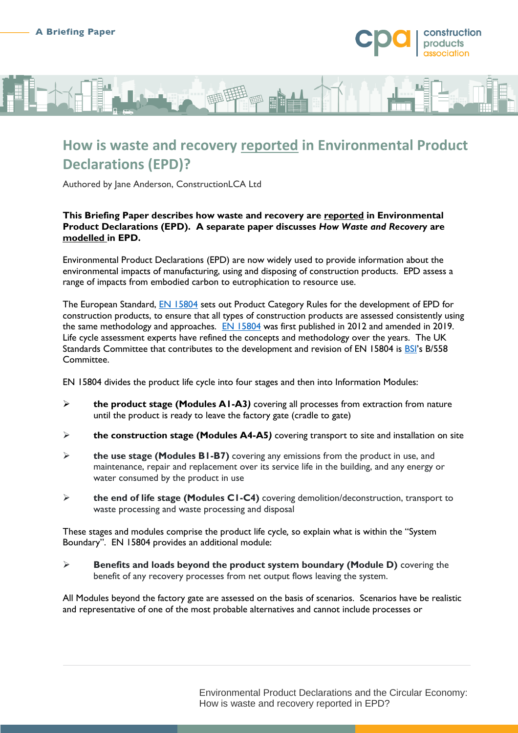A Briefing Paper

# How is waste and recovery reported in Environmental Product Declarations (EPD)?

Authored by Jane Anderson, ConstructionLCA Ltd

**This Briefing Paper describes how waste and recovery are reported in Environmental Product Declarations (EPD). A separate paper discusses *How Waste and Recovery* are modelled in EPD.**

Environmental Product Declarations (EPD) are now widely used to provide information about the environmental impacts of manufacturing, using and disposing of construction products. EPD assess a range of impacts from embodied carbon to eutrophication to resource use.

The European Standard, EN 15804 sets out Product Category Rules for the development of EPD for construction products, to ensure that all types of construction products are assessed consistently using the same methodology and approaches. EN 15804 was first published in 2012 and amended in 2019. Life cycle assessment experts have refined the concepts and methodology over the years. The UK Standards Committee that contributes to the development and revision of EN 15804 is BSI's B/558 Committee.

EN 15804 divides the product life cycle into four stages and then into Information Modules:

- **the product stage (Modules A1-A3*)*** covering all processes from extraction from nature until the product is ready to leave the factory gate (cradle to gate)
- **the construction stage (Modules A4-A5*)*** covering transport to site and installation on site
- **the use stage (Modules B1-B7)** covering any emissions from the product in use, and maintenance, repair and replacement over its service life in the building, and any energy or water consumed by the product in use
- **the end of life stage (Modules C1-C4)** covering demolition/deconstruction, transport to waste processing and waste processing and disposal

These stages and modules comprise the product life cycle, so explain what is within the "System Boundary". EN 15804 provides an additional module:

- **Benefits and loads beyond the product system boundary (Module D)** covering the benefit of any recovery processes from net output flows leaving the system.

All Modules beyond the factory gate are assessed on the basis of scenarios. Scenarios have be realistic and representative of one of the most probable alternatives and cannot include processes or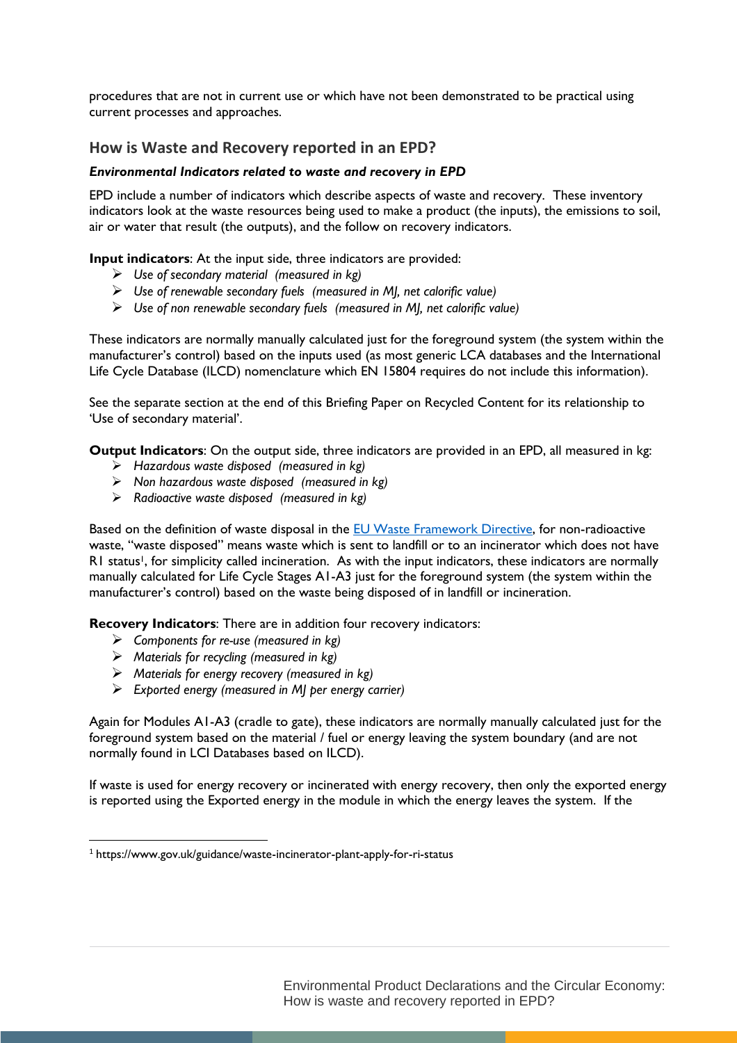procedures that are not in current use or which have not been demonstrated to be practical using current processes and approaches.

## How is Waste and Recovery reported in an EPD?

### *Environmental Indicators related to waste and recovery in EPD*

EPD include a number of indicators which describe aspects of waste and recovery. These inventory indicators look at the waste resources being used to make a product (the inputs), the emissions to soil, air or water that result (the outputs), and the follow on recovery indicators.

**Input indicators**: At the input side, three indicators are provided:

- *Use of secondary material (measured in kg)*
- *Use of renewable secondary fuels (measured in MJ, net calorific value)*
- *Use of non renewable secondary fuels (measured in MJ, net calorific value)*

These indicators are normally manually calculated just for the foreground system (the system within the manufacturer's control) based on the inputs used (as most generic LCA databases and the International Life Cycle Database (ILCD) nomenclature which EN 15804 requires do not include this information).

See the separate section at the end of this Briefing Paper on Recycled Content for its relationship to 'Use of secondary material'.

**Output Indicators**: On the output side, three indicators are provided in an EPD, all measured in kg:

- *Hazardous waste disposed (measured in kg)*
- *Non hazardous waste disposed (measured in kg)*
- *Radioactive waste disposed (measured in kg)*

Based on the definition of waste disposal in the [EU Waste Framework Directive](), for non-radioactive waste, "waste disposed" means waste which is sent to landfill or to an incinerator which does not have R1 status[1], for simplicity called incineration. As with the input indicators, these indicators are normally manually calculated for Life Cycle Stages A1-A3 just for the foreground system (the system within the manufacturer's control) based on the waste being disposed of in landfill or incineration.

**Recovery Indicators**: There are in addition four recovery indicators:

- *Components for re-use (measured in kg)*
- *Materials for recycling (measured in kg)*
- *Materials for energy recovery (measured in kg)*
- *Exported energy (measured in MJ per energy carrier)*

Again for Modules A1-A3 (cradle to gate), these indicators are normally manually calculated just for the foreground system based on the material / fuel or energy leaving the system boundary (and are not normally found in LCI Databases based on ILCD).

If waste is used for energy recovery or incinerated with energy recovery, then only the exported energy is reported using the Exported energy in the module in which the energy leaves the system. If the

[1] https://www.gov.uk/guidance/waste-incinerator-plant-apply-for-ri-status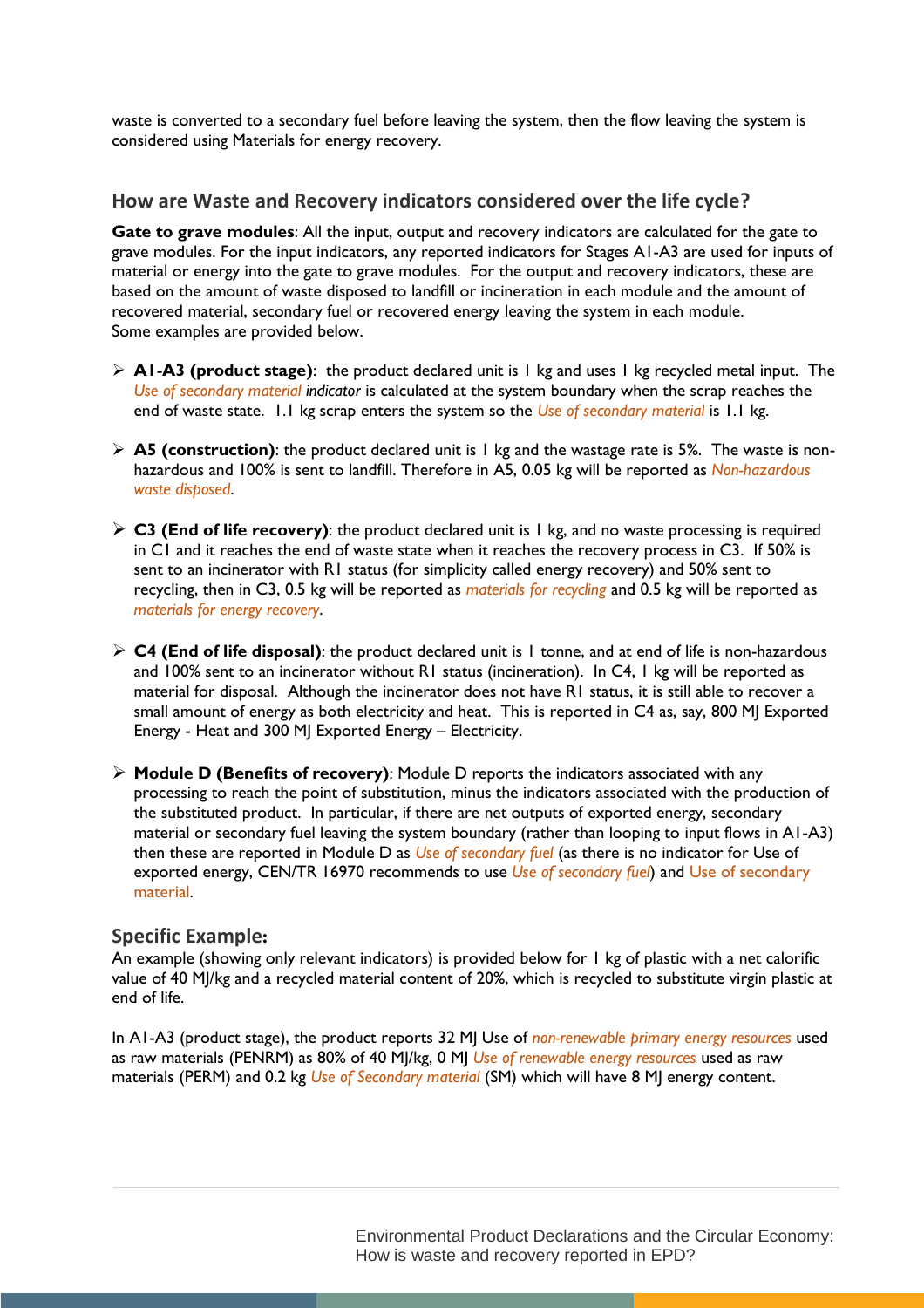waste is converted to a secondary fuel before leaving the system, then the flow leaving the system is considered using Materials for energy recovery.

## How are Waste and Recovery indicators considered over the life cycle?

**Gate to grave modules**: All the input, output and recovery indicators are calculated for the gate to grave modules. For the input indicators, any reported indicators for Stages A1-A3 are used for inputs of material or energy into the gate to grave modules. For the output and recovery indicators, these are based on the amount of waste disposed to landfill or incineration in each module and the amount of recovered material, secondary fuel or recovered energy leaving the system in each module.
Some examples are provided below.

- **A1-A3 (product stage)**: the product declared unit is 1 kg and uses 1 kg recycled metal input. The *Use of secondary material indicator* is calculated at the system boundary when the scrap reaches the end of waste state. 1.1 kg scrap enters the system so the *Use of secondary material* is 1.1 kg.
- **A5 (construction)**: the product declared unit is 1 kg and the wastage rate is 5%. The waste is non-hazardous and 100% is sent to landfill. Therefore in A5, 0.05 kg will be reported as *Non-hazardous waste disposed*.
- **C3 (End of life recovery)**: the product declared unit is 1 kg, and no waste processing is required in C1 and it reaches the end of waste state when it reaches the recovery process in C3. If 50% is sent to an incinerator with R1 status (for simplicity called energy recovery) and 50% sent to recycling, then in C3, 0.5 kg will be reported as *materials for recycling* and 0.5 kg will be reported as *materials for energy recovery*.
- **C4 (End of life disposal)**: the product declared unit is 1 tonne, and at end of life is non-hazardous and 100% sent to an incinerator without R1 status (incineration). In C4, 1 kg will be reported as material for disposal. Although the incinerator does not have R1 status, it is still able to recover a small amount of energy as both electricity and heat. This is reported in C4 as, say, 800 MJ Exported Energy - Heat and 300 MJ Exported Energy – Electricity.
- **Module D (Benefits of recovery)**: Module D reports the indicators associated with any processing to reach the point of substitution, minus the indicators associated with the production of the substituted product. In particular, if there are net outputs of exported energy, secondary material or secondary fuel leaving the system boundary (rather than looping to input flows in A1-A3) then these are reported in Module D as *Use of secondary fuel* (as there is no indicator for Use of exported energy, CEN/TR 16970 recommends to use *Use of secondary fuel*) and *Use of secondary material*.

### Specific Example:

An example (showing only relevant indicators) is provided below for 1 kg of plastic with a net calorific value of 40 MJ/kg and a recycled material content of 20%, which is recycled to substitute virgin plastic at end of life.

In A1-A3 (product stage), the product reports 32 MJ Use of *non-renewable primary energy resources* used as raw materials (PENRM) as 80% of 40 MJ/kg, 0 MJ *Use of renewable energy resources* used as raw materials (PERM) and 0.2 kg *Use of Secondary material* (SM) which will have 8 MJ energy content.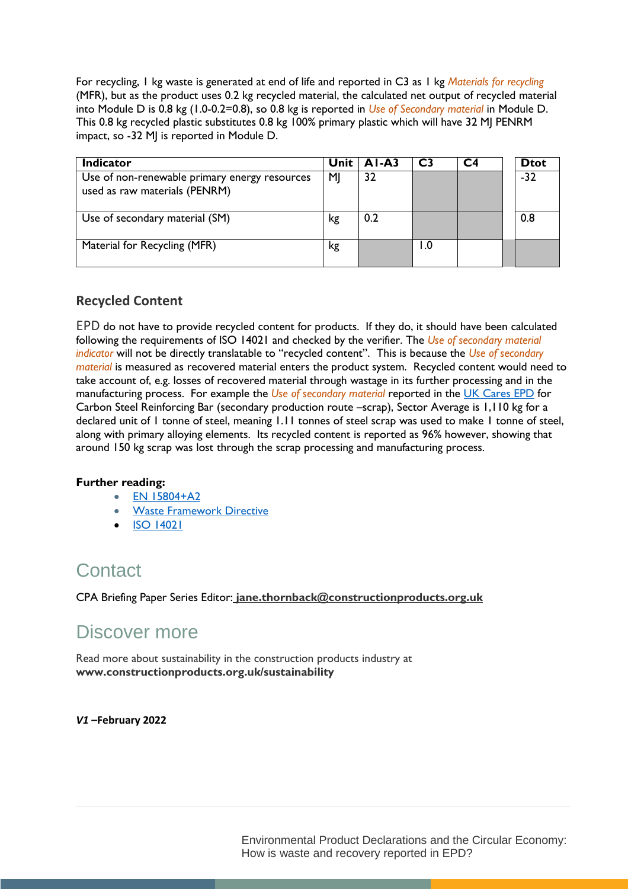For recycling, 1 kg waste is generated at end of life and reported in C3 as 1 kg *Materials for recycling* (MFR), but as the product uses 0.2 kg recycled material, the calculated net output of recycled material into Module D is 0.8 kg (1.0-0.2=0.8), so 0.8 kg is reported in *Use of Secondary material* in Module D. This 0.8 kg recycled plastic substitutes 0.8 kg 100% primary plastic which will have 32 MJ PENRM impact, so -32 MJ is reported in Module D.

| Indicator | Unit | A1-A3 | C3 | C4 | | Dtot |
|---|---|---|---|---|---|---|
| Use of non-renewable primary energy resources used as raw materials (PENRM) | MJ | 32 | | | | -32 |
| Use of secondary material (SM) | kg | 0.2 | | | | 0.8 |
| Material for Recycling (MFR) | kg | | 1.0 | | | |

## Recycled Content

EPD do not have to provide recycled content for products. If they do, it should have been calculated following the requirements of ISO 14021 and checked by the verifier. The *Use of secondary material indicator* will not be directly translatable to "recycled content". This is because the *Use of secondary material* is measured as recovered material enters the product system. Recycled content would need to take account of, e.g. losses of recovered material through wastage in its further processing and in the manufacturing process. For example the *Use of secondary material* reported in the UK Cares EPD for Carbon Steel Reinforcing Bar (secondary production route –scrap), Sector Average is 1,110 kg for a declared unit of 1 tonne of steel, meaning 1.11 tonnes of steel scrap was used to make 1 tonne of steel, along with primary alloying elements. Its recycled content is reported as 96% however, showing that around 150 kg scrap was lost through the scrap processing and manufacturing process.

**Further reading:**

- EN 15804+A2
- Waste Framework Directive
- ISO 14021

# Contact

CPA Briefing Paper Series Editor: **jane.thornback@constructionproducts.org.uk**

# Discover more

Read more about sustainability in the construction products industry at
**www.constructionproducts.org.uk/sustainability**

***V1* –February 2022**